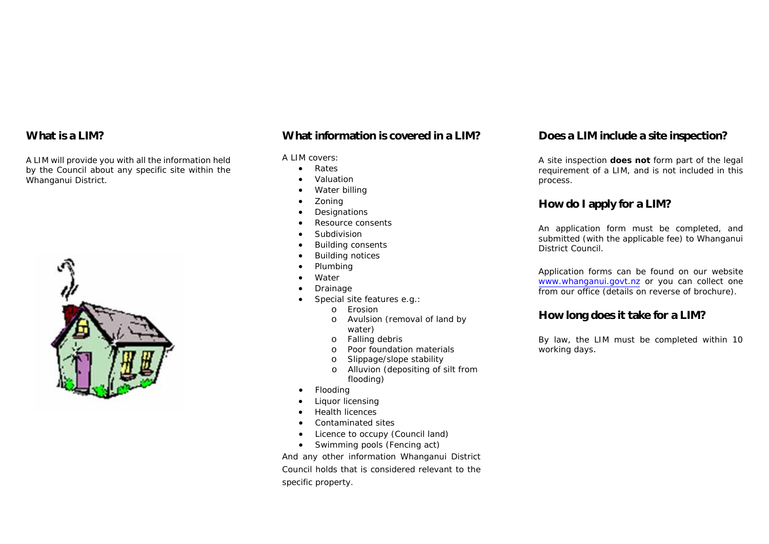## What is a LIM?

A LIM will provide you with all the information held by the Council about any specific site within the Whanganui District.

## What information is covered in a LIM?

A LIM covers:

- Rates
- Valuation
- Water billing
- Zoning
- Designations
- Resource consents
- Subdivision
- Building consents
- Building notices
- Plumbing
- Water
- Drainage
- Special site features e.g.:
  - Erosion
  - Avulsion (removal of land by water)
  - Falling debris
  - Poor foundation materials
  - Slippage/slope stability
  - Alluvion (depositing of silt from flooding)
- Flooding
- Liquor licensing
- Health licences
- Contaminated sites
- Licence to occupy (Council land)
- Swimming pools (Fencing act)

And any other information Whanganui District Council holds that is considered relevant to the specific property.

## Does a LIM include a site inspection?

A site inspection **does not** form part of the legal requirement of a LIM, and is not included in this process.

## How do I apply for a LIM?

An application form must be completed, and submitted (with the applicable fee) to Whanganui District Council.

Application forms can be found on our website www.whanganui.govt.nz or you can collect one from our office (details on reverse of brochure).

## How long does it take for a LIM?

By law, the LIM must be completed within 10 working days.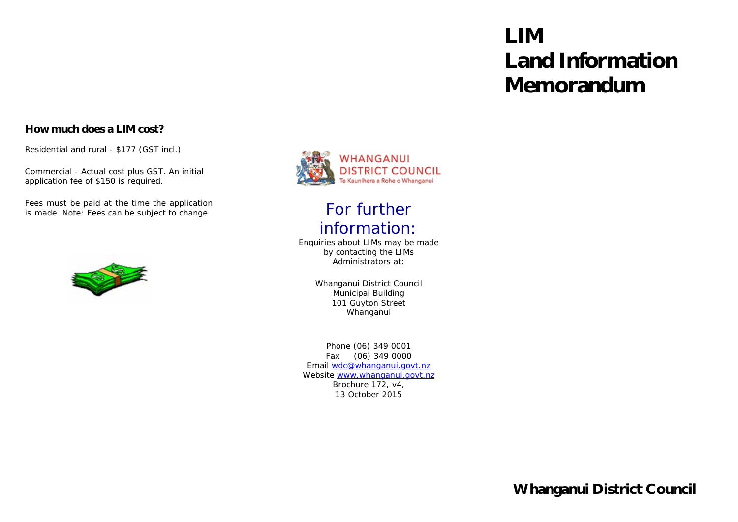## How much does a LIM cost?

Residential and rural - $177 (GST incl.)

Commercial - Actual cost plus GST. An initial application fee of $150 is required.

Fees must be paid at the time the application is made. Note: Fees can be subject to change

WHANGANUI DISTRICT COUNCIL
Te Kaunihera a Rohe o Whanganui

## For further information:

Enquiries about LIMs may be made by contacting the LIMs Administrators at:

Whanganui District Council
Municipal Building
101 Guyton Street
Whanganui

Phone (06) 349 0001
Fax (06) 349 0000
Email wdc@whanganui.govt.nz
Website www.whanganui.govt.nz
Brochure 172, v4,
13 October 2015

# LIM Land Information Memorandum

**Whanganui District Council**